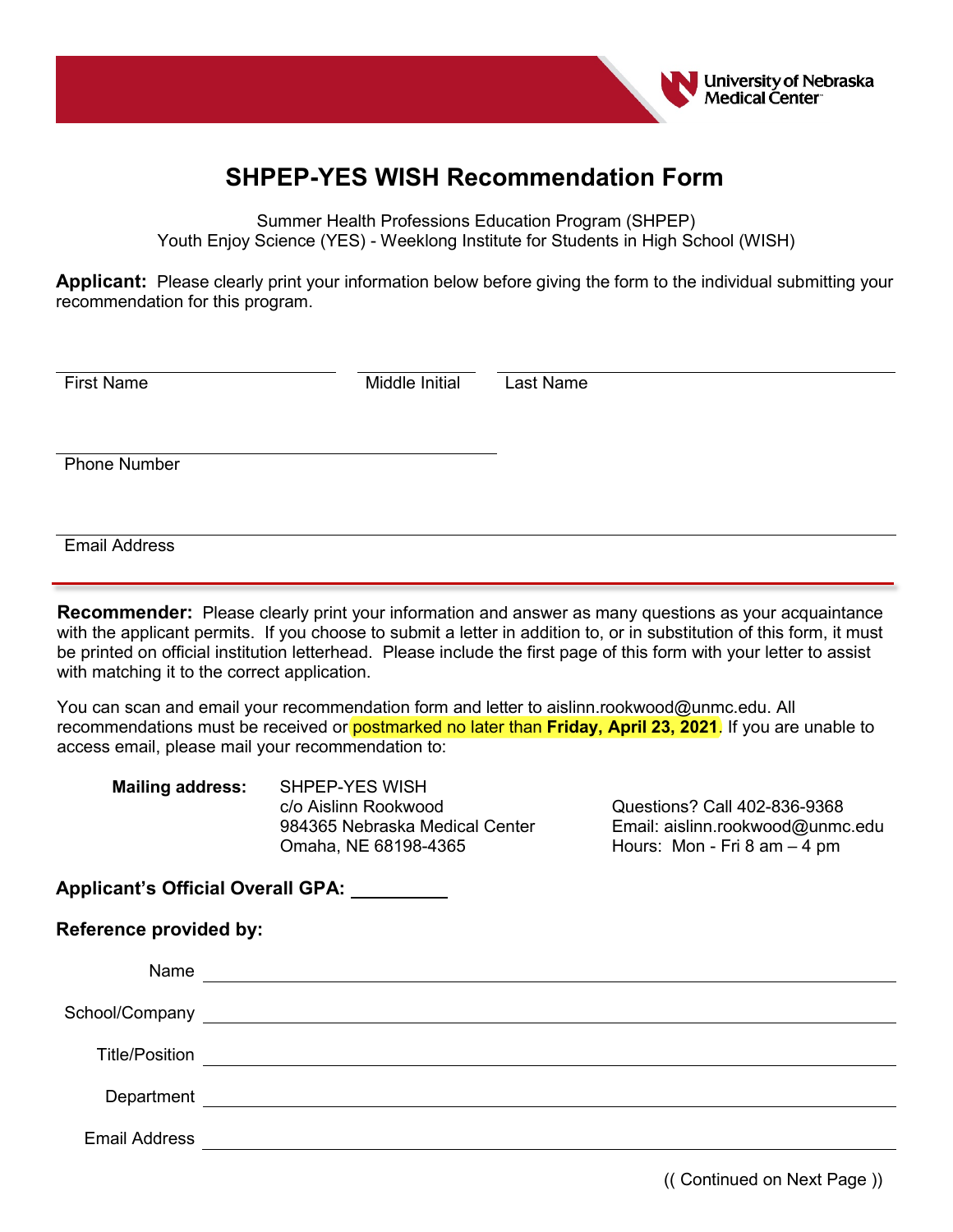University of Nebraska Medical Center

# SHPEP-YES WISH Recommendation Form

Summer Health Professions Education Program (SHPEP)
Youth Enjoy Science (YES) - Weeklong Institute for Students in High School (WISH)

**Applicant:** Please clearly print your information below before giving the form to the individual submitting your recommendation for this program.

First Name ____________________ Middle Initial ________ Last Name ____________________

Phone Number ____________________

Email Address ____________________

---

**Recommender:** Please clearly print your information and answer as many questions as your acquaintance with the applicant permits. If you choose to submit a letter in addition to, or in substitution of this form, it must be printed on official institution letterhead. Please include the first page of this form with your letter to assist with matching it to the correct application.

You can scan and email your recommendation form and letter to aislinn.rookwood@unmc.edu. All recommendations must be received or postmarked no later than **Friday, April 23, 2021**. If you are unable to access email, please mail your recommendation to:

**Mailing address:**
SHPEP-YES WISH
c/o Aislinn Rookwood
984365 Nebraska Medical Center
Omaha, NE 68198-4365

Questions? Call 402-836-9368
Email: aislinn.rookwood@unmc.edu
Hours: Mon - Fri 8 am – 4 pm

**Applicant's Official Overall GPA:** __________

**Reference provided by:**

Name ____________________

School/Company ____________________

Title/Position ____________________

Department ____________________

Email Address ____________________

(( Continued on Next Page ))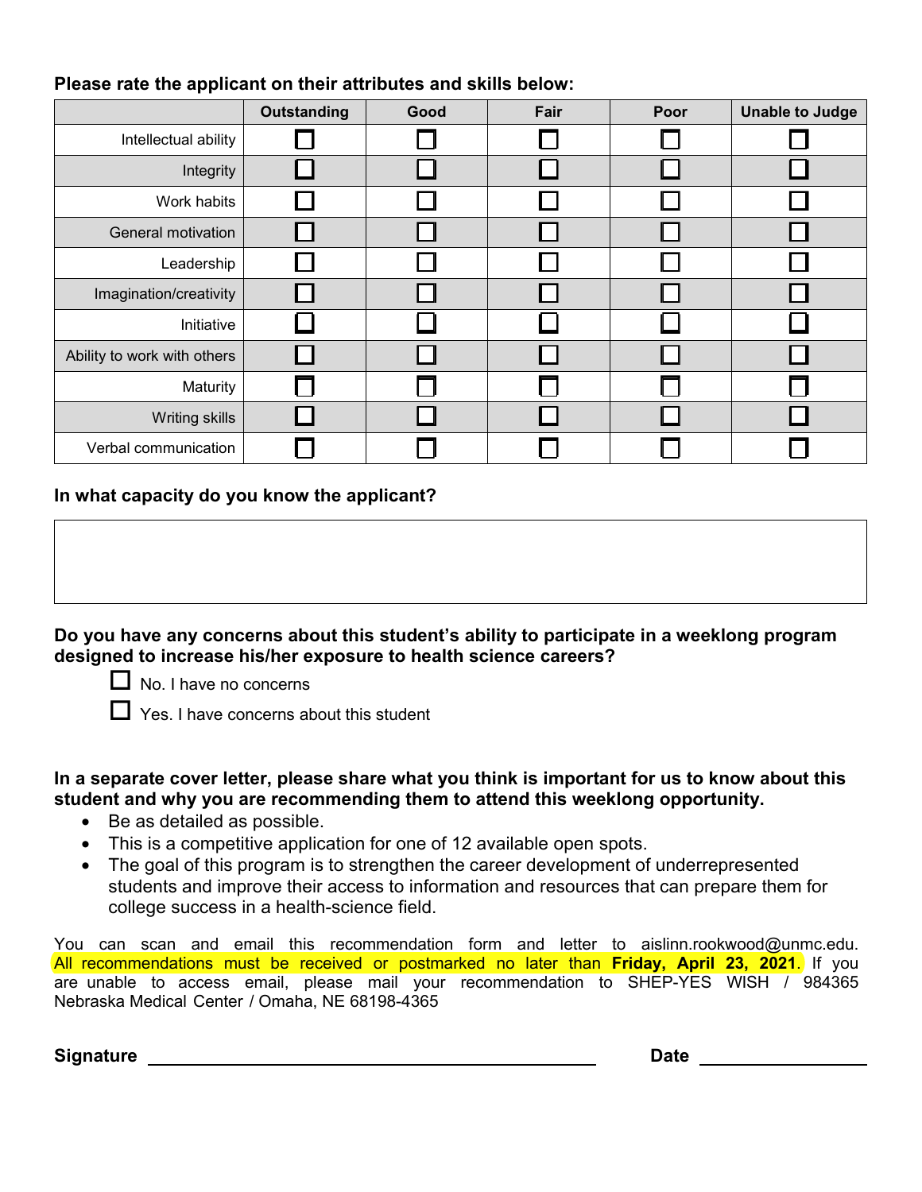**Please rate the applicant on their attributes and skills below:**

| | Outstanding | Good | Fair | Poor | Unable to Judge |
|---|---|---|---|---|---|
| Intellectual ability | ☐ | ☐ | ☐ | ☐ | ☐ |
| Integrity | ☐ | ☐ | ☐ | ☐ | ☐ |
| Work habits | ☐ | ☐ | ☐ | ☐ | ☐ |
| General motivation | ☐ | ☐ | ☐ | ☐ | ☐ |
| Leadership | ☐ | ☐ | ☐ | ☐ | ☐ |
| Imagination/creativity | ☐ | ☐ | ☐ | ☐ | ☐ |
| Initiative | ☐ | ☐ | ☐ | ☐ | ☐ |
| Ability to work with others | ☐ | ☐ | ☐ | ☐ | ☐ |
| Maturity | ☐ | ☐ | ☐ | ☐ | ☐ |
| Writing skills | ☐ | ☐ | ☐ | ☐ | ☐ |
| Verbal communication | ☐ | ☐ | ☐ | ☐ | ☐ |

**In what capacity do you know the applicant?**

| |
|---|
| |

**Do you have any concerns about this student's ability to participate in a weeklong program designed to increase his/her exposure to health science careers?**

☐ No. I have no concerns

☐ Yes. I have concerns about this student

**In a separate cover letter, please share what you think is important for us to know about this student and why you are recommending them to attend this weeklong opportunity.**

- Be as detailed as possible.
- This is a competitive application for one of 12 available open spots.
- The goal of this program is to strengthen the career development of underrepresented students and improve their access to information and resources that can prepare them for college success in a health-science field.

You can scan and email this recommendation form and letter to aislinn.rookwood@unmc.edu. All recommendations must be received or postmarked no later than **Friday, April 23, 2021**. If you are unable to access email, please mail your recommendation to SHEP-YES WISH / 984365 Nebraska Medical Center / Omaha, NE 68198-4365

**Signature** ______________________________ **Date** ______________